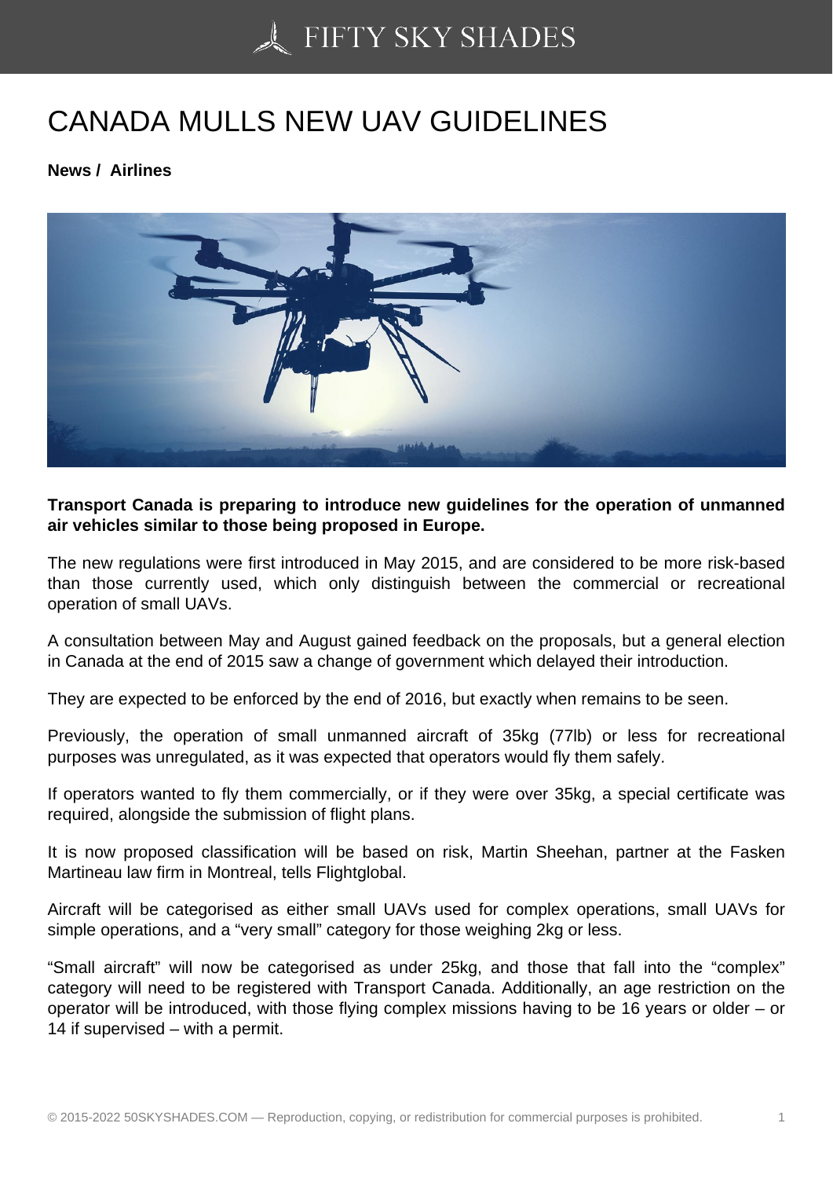# CANADA MULLS NEW UAV GUIDELINES

**News / Airlines**

**Transport Canada is preparing to introduce new guidelines for the operation of unmanned air vehicles similar to those being proposed in Europe.**

The new regulations were first introduced in May 2015, and are considered to be more risk-based than those currently used, which only distinguish between the commercial or recreational operation of small UAVs.

A consultation between May and August gained feedback on the proposals, but a general election in Canada at the end of 2015 saw a change of government which delayed their introduction.

They are expected to be enforced by the end of 2016, but exactly when remains to be seen.

Previously, the operation of small unmanned aircraft of 35kg (77lb) or less for recreational purposes was unregulated, as it was expected that operators would fly them safely.

If operators wanted to fly them commercially, or if they were over 35kg, a special certificate was required, alongside the submission of flight plans.

It is now proposed classification will be based on risk, Martin Sheehan, partner at the Fasken Martineau law firm in Montreal, tells Flightglobal.

Aircraft will be categorised as either small UAVs used for complex operations, small UAVs for simple operations, and a "very small" category for those weighing 2kg or less.

"Small aircraft" will now be categorised as under 25kg, and those that fall into the "complex" category will need to be registered with Transport Canada. Additionally, an age restriction on the operator will be introduced, with those flying complex missions having to be 16 years or older – or 14 if supervised – with a permit.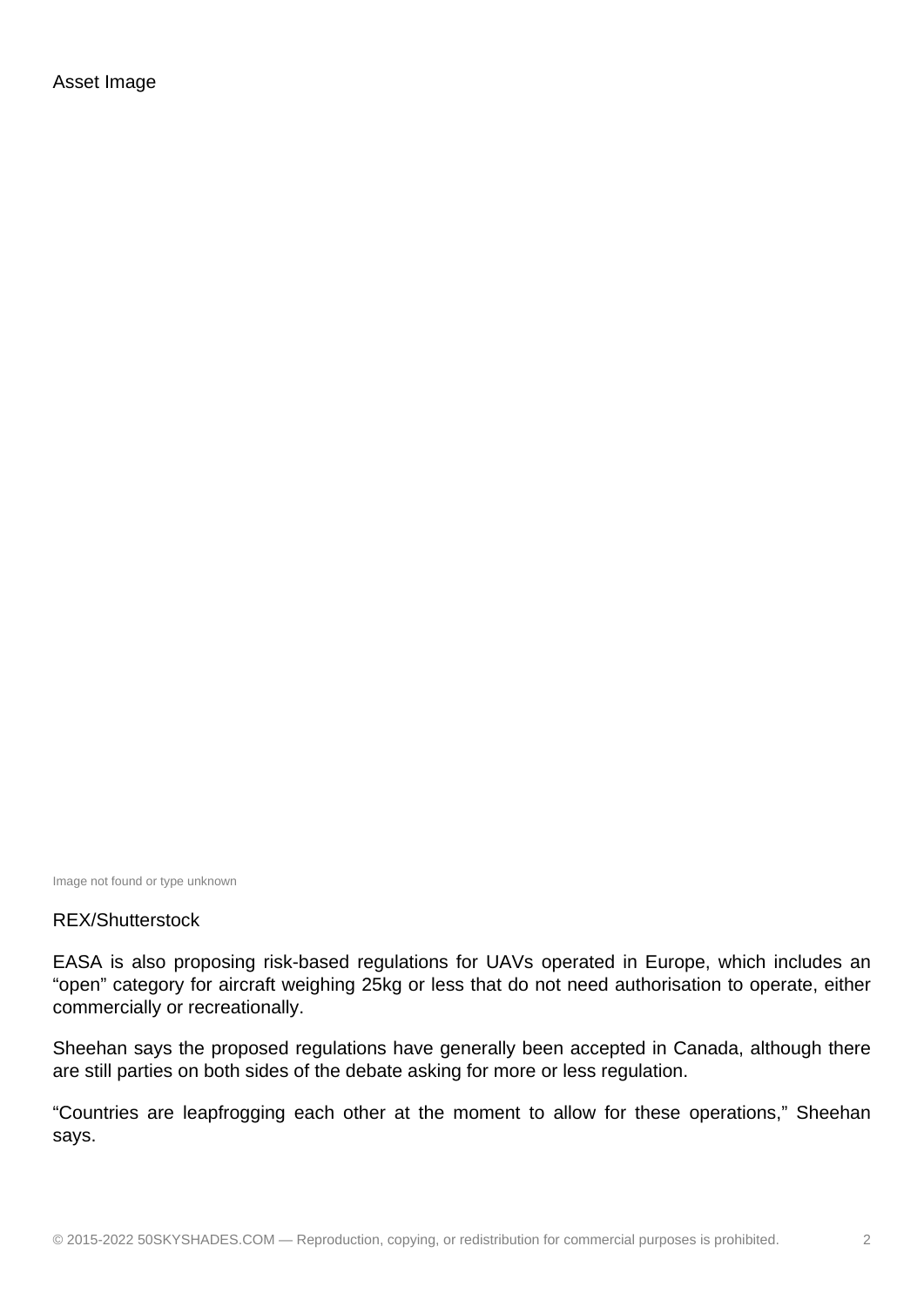Asset Image

Image not found or type unknown

REX/Shutterstock

EASA is also proposing risk-based regulations for UAVs operated in Europe, which includes an “open” category for aircraft weighing 25kg or less that do not need authorisation to operate, either commercially or recreationally.

Sheehan says the proposed regulations have generally been accepted in Canada, although there are still parties on both sides of the debate asking for more or less regulation.

“Countries are leapfrogging each other at the moment to allow for these operations,” Sheehan says.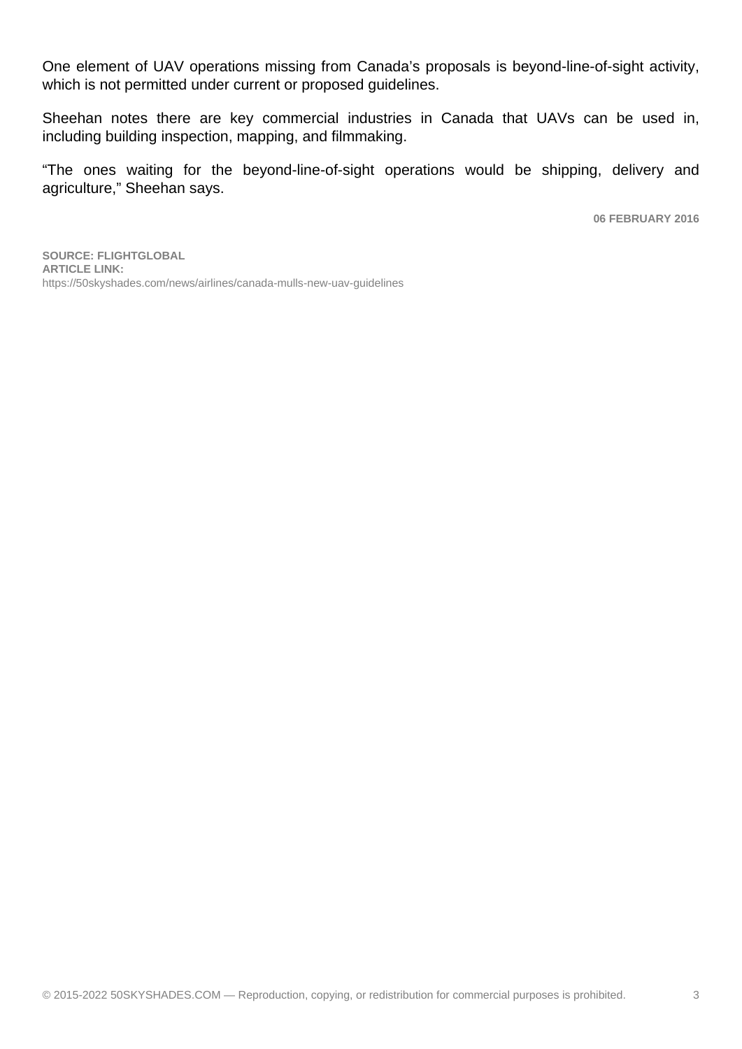One element of UAV operations missing from Canada's proposals is beyond-line-of-sight activity, which is not permitted under current or proposed guidelines.

Sheehan notes there are key commercial industries in Canada that UAVs can be used in, including building inspection, mapping, and filmmaking.

"The ones waiting for the beyond-line-of-sight operations would be shipping, delivery and agriculture," Sheehan says.

**06 FEBRUARY 2016**

**SOURCE: FLIGHTGLOBAL**
**ARTICLE LINK:**
https://50skyshades.com/news/airlines/canada-mulls-new-uav-guidelines